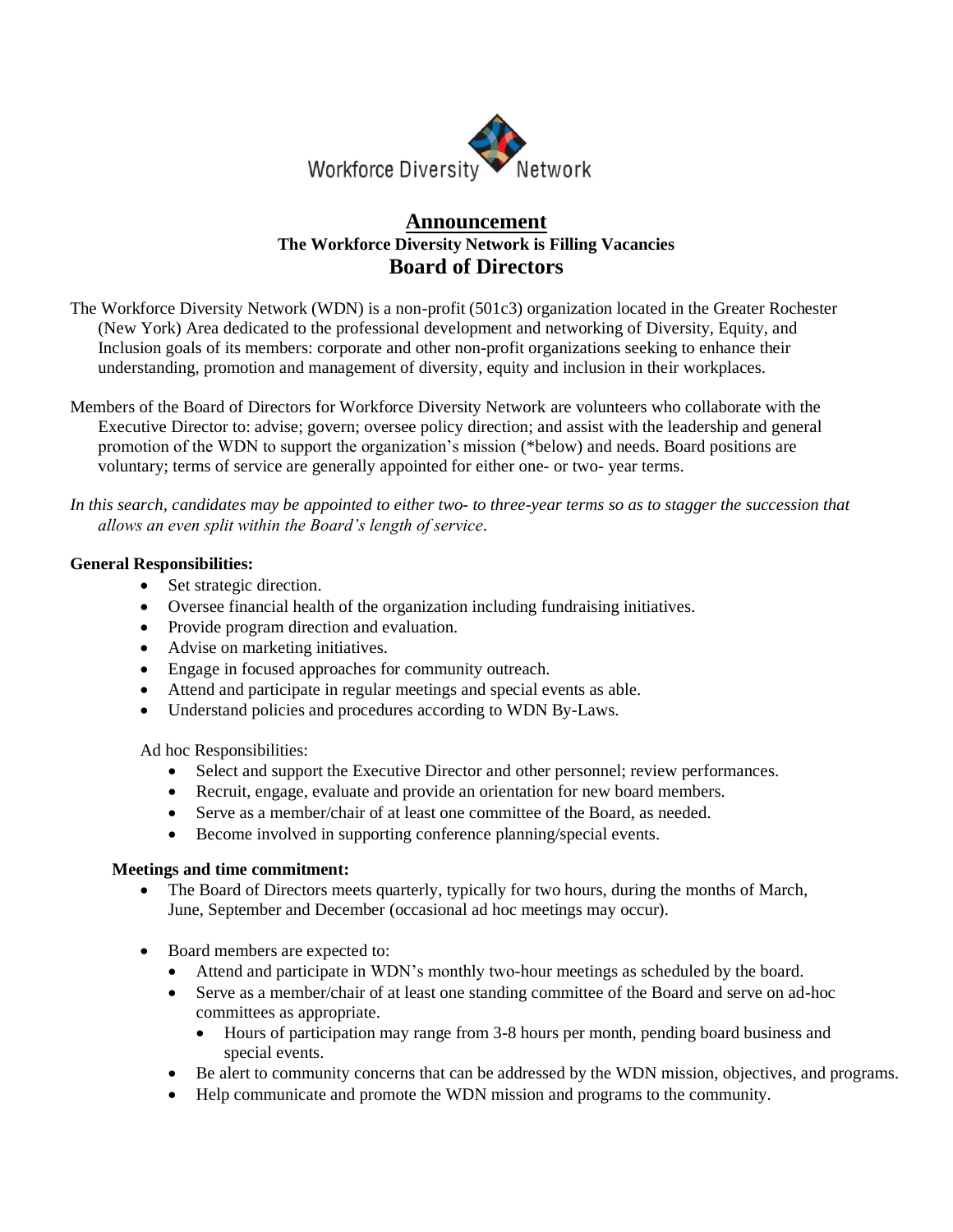Workforce Diversity Network

# Announcement

### The Workforce Diversity Network is Filling Vacancies

## Board of Directors

The Workforce Diversity Network (WDN) is a non-profit (501c3) organization located in the Greater Rochester (New York) Area dedicated to the professional development and networking of Diversity, Equity, and Inclusion goals of its members: corporate and other non-profit organizations seeking to enhance their understanding, promotion and management of diversity, equity and inclusion in their workplaces.

Members of the Board of Directors for Workforce Diversity Network are volunteers who collaborate with the Executive Director to: advise; govern; oversee policy direction; and assist with the leadership and general promotion of the WDN to support the organization's mission (*below) and needs. Board positions are voluntary; terms of service are generally appointed for either one- or two- year terms.

*In this search, candidates may be appointed to either two- to three-year terms so as to stagger the succession that allows an even split within the Board's length of service.*

**General Responsibilities:**

- Set strategic direction.
- Oversee financial health of the organization including fundraising initiatives.
- Provide program direction and evaluation.
- Advise on marketing initiatives.
- Engage in focused approaches for community outreach.
- Attend and participate in regular meetings and special events as able.
- Understand policies and procedures according to WDN By-Laws.

Ad hoc Responsibilities:

- Select and support the Executive Director and other personnel; review performances.
- Recruit, engage, evaluate and provide an orientation for new board members.
- Serve as a member/chair of at least one committee of the Board, as needed.
- Become involved in supporting conference planning/special events.

**Meetings and time commitment:**

- The Board of Directors meets quarterly, typically for two hours, during the months of March, June, September and December (occasional ad hoc meetings may occur).
- Board members are expected to:
  - Attend and participate in WDN's monthly two-hour meetings as scheduled by the board.
  - Serve as a member/chair of at least one standing committee of the Board and serve on ad-hoc committees as appropriate.
    - Hours of participation may range from 3-8 hours per month, pending board business and special events.
  - Be alert to community concerns that can be addressed by the WDN mission, objectives, and programs.
  - Help communicate and promote the WDN mission and programs to the community.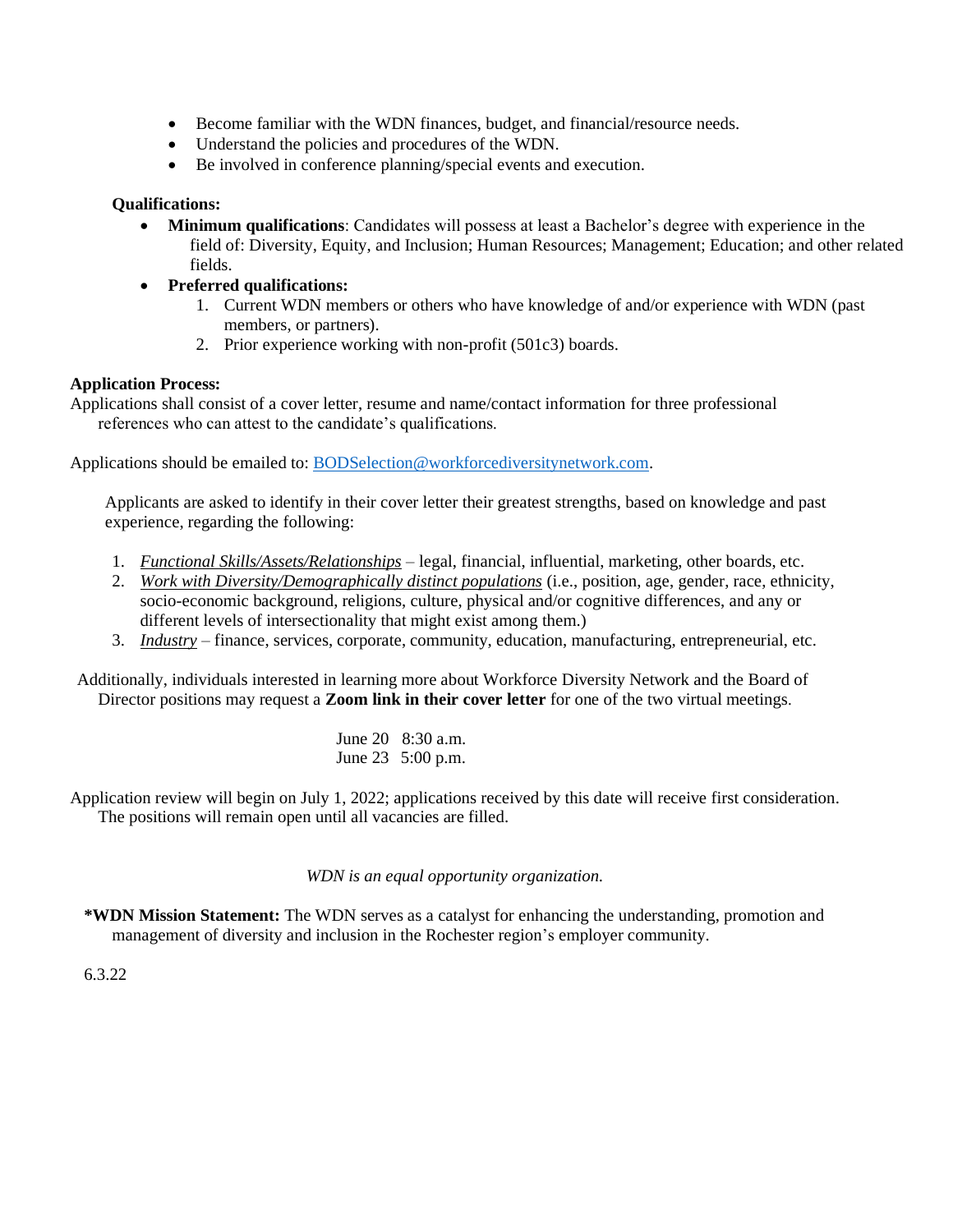- Become familiar with the WDN finances, budget, and financial/resource needs.
- Understand the policies and procedures of the WDN.
- Be involved in conference planning/special events and execution.

**Qualifications:**

- **Minimum qualifications**: Candidates will possess at least a Bachelor's degree with experience in the field of: Diversity, Equity, and Inclusion; Human Resources; Management; Education; and other related fields.
- **Preferred qualifications:**
  1. Current WDN members or others who have knowledge of and/or experience with WDN (past members, or partners).
  2. Prior experience working with non-profit (501c3) boards.

**Application Process:**

Applications shall consist of a cover letter, resume and name/contact information for three professional references who can attest to the candidate's qualifications.

Applications should be emailed to: BODSelection@workforcediversitynetwork.com.

Applicants are asked to identify in their cover letter their greatest strengths, based on knowledge and past experience, regarding the following:

1. *Functional Skills/Assets/Relationships* – legal, financial, influential, marketing, other boards, etc.
2. *Work with Diversity/Demographically distinct populations* (i.e., position, age, gender, race, ethnicity, socio-economic background, religions, culture, physical and/or cognitive differences, and any or different levels of intersectionality that might exist among them.)
3. *Industry* – finance, services, corporate, community, education, manufacturing, entrepreneurial, etc.

Additionally, individuals interested in learning more about Workforce Diversity Network and the Board of Director positions may request a **Zoom link in their cover letter** for one of the two virtual meetings.

June 20 8:30 a.m.
June 23 5:00 p.m.

Application review will begin on July 1, 2022; applications received by this date will receive first consideration. The positions will remain open until all vacancies are filled.

*WDN is an equal opportunity organization.*

***WDN Mission Statement:** The WDN serves as a catalyst for enhancing the understanding, promotion and management of diversity and inclusion in the Rochester region's employer community.

6.3.22